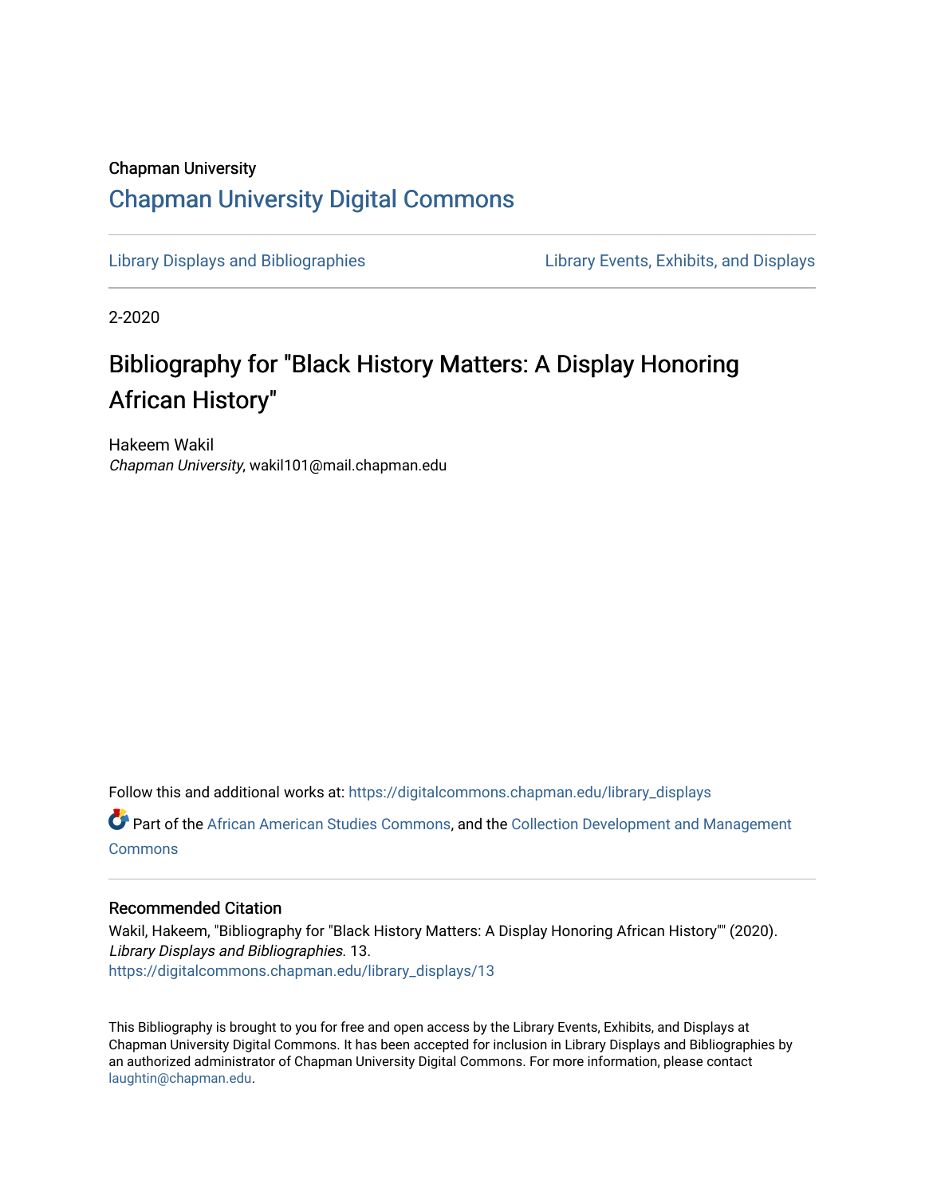Chapman University

## Chapman University Digital Commons

Library Displays and Bibliographies | Library Events, Exhibits, and Displays

2-2020

# Bibliography for "Black History Matters: A Display Honoring African History"

Hakeem Wakil
*Chapman University*, wakil101@mail.chapman.edu

Follow this and additional works at: https://digitalcommons.chapman.edu/library_displays

Part of the African American Studies Commons, and the Collection Development and Management Commons

### Recommended Citation

Wakil, Hakeem, "Bibliography for "Black History Matters: A Display Honoring African History"" (2020). *Library Displays and Bibliographies*. 13.
https://digitalcommons.chapman.edu/library_displays/13

This Bibliography is brought to you for free and open access by the Library Events, Exhibits, and Displays at Chapman University Digital Commons. It has been accepted for inclusion in Library Displays and Bibliographies by an authorized administrator of Chapman University Digital Commons. For more information, please contact laughtin@chapman.edu.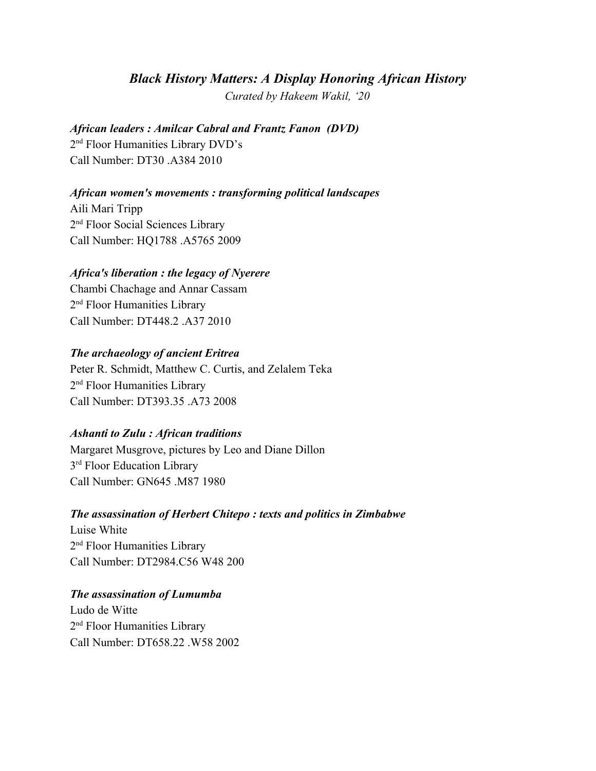## *Black History Matters: A Display Honoring African History*

*Curated by Hakeem Wakil, '20*

***African leaders : Amilcar Cabral and Frantz Fanon (DVD)***
2nd Floor Humanities Library DVD's
Call Number: DT30 .A384 2010

***African women's movements : transforming political landscapes***
Aili Mari Tripp
2nd Floor Social Sciences Library
Call Number: HQ1788 .A5765 2009

***Africa's liberation : the legacy of Nyerere***
Chambi Chachage and Annar Cassam
2nd Floor Humanities Library
Call Number: DT448.2 .A37 2010

***The archaeology of ancient Eritrea***
Peter R. Schmidt, Matthew C. Curtis, and Zelalem Teka
2nd Floor Humanities Library
Call Number: DT393.35 .A73 2008

***Ashanti to Zulu : African traditions***
Margaret Musgrove, pictures by Leo and Diane Dillon
3rd Floor Education Library
Call Number: GN645 .M87 1980

***The assassination of Herbert Chitepo : texts and politics in Zimbabwe***
Luise White
2nd Floor Humanities Library
Call Number: DT2984.C56 W48 200

***The assassination of Lumumba***
Ludo de Witte
2nd Floor Humanities Library
Call Number: DT658.22 .W58 2002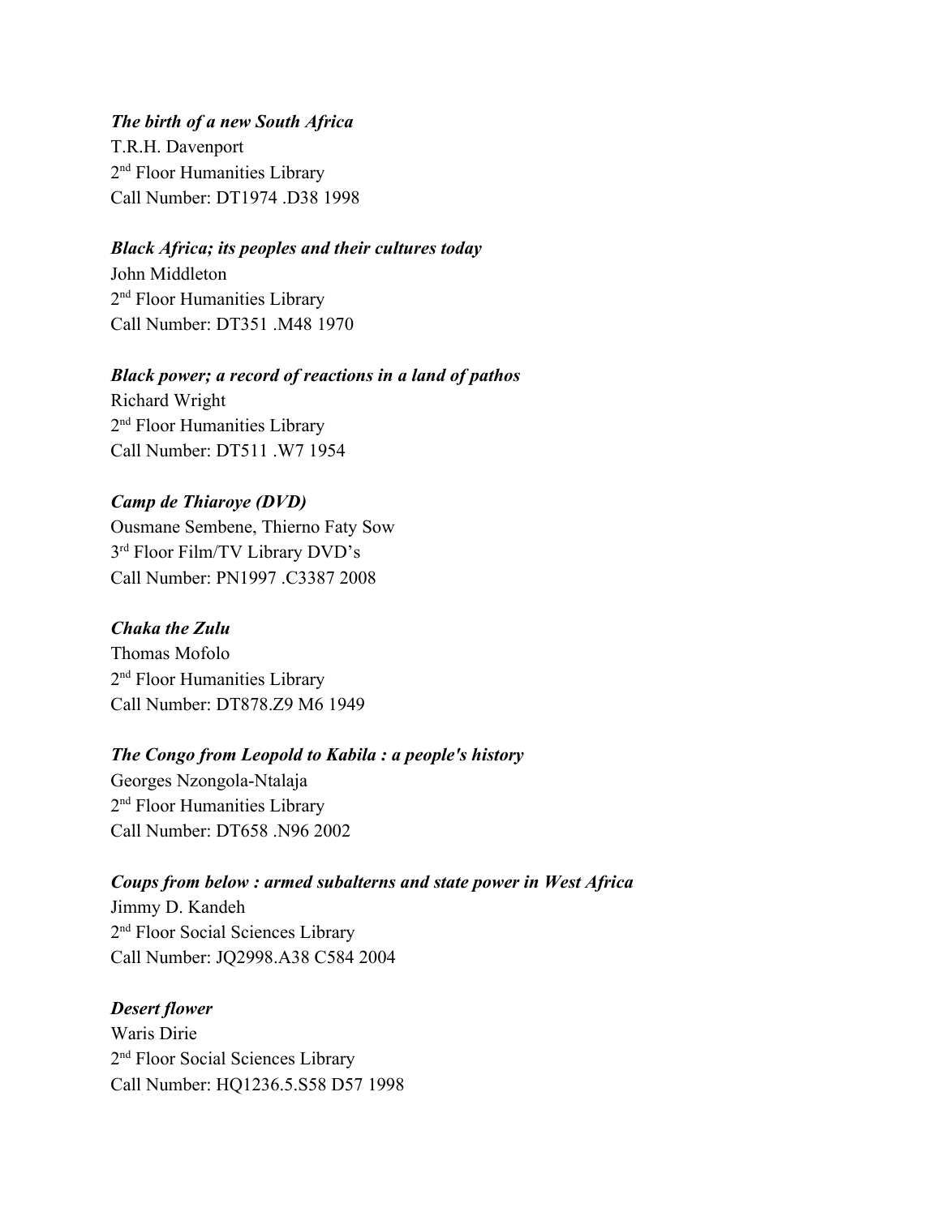***The birth of a new South Africa***
T.R.H. Davenport
2nd Floor Humanities Library
Call Number: DT1974 .D38 1998

***Black Africa; its peoples and their cultures today***
John Middleton
2nd Floor Humanities Library
Call Number: DT351 .M48 1970

***Black power; a record of reactions in a land of pathos***
Richard Wright
2nd Floor Humanities Library
Call Number: DT511 .W7 1954

***Camp de Thiaroye (DVD)***
Ousmane Sembene, Thierno Faty Sow
3rd Floor Film/TV Library DVD's
Call Number: PN1997 .C3387 2008

***Chaka the Zulu***
Thomas Mofolo
2nd Floor Humanities Library
Call Number: DT878.Z9 M6 1949

***The Congo from Leopold to Kabila : a people's history***
Georges Nzongola-Ntalaja
2nd Floor Humanities Library
Call Number: DT658 .N96 2002

***Coups from below : armed subalterns and state power in West Africa***
Jimmy D. Kandeh
2nd Floor Social Sciences Library
Call Number: JQ2998.A38 C584 2004

***Desert flower***
Waris Dirie
2nd Floor Social Sciences Library
Call Number: HQ1236.5.S58 D57 1998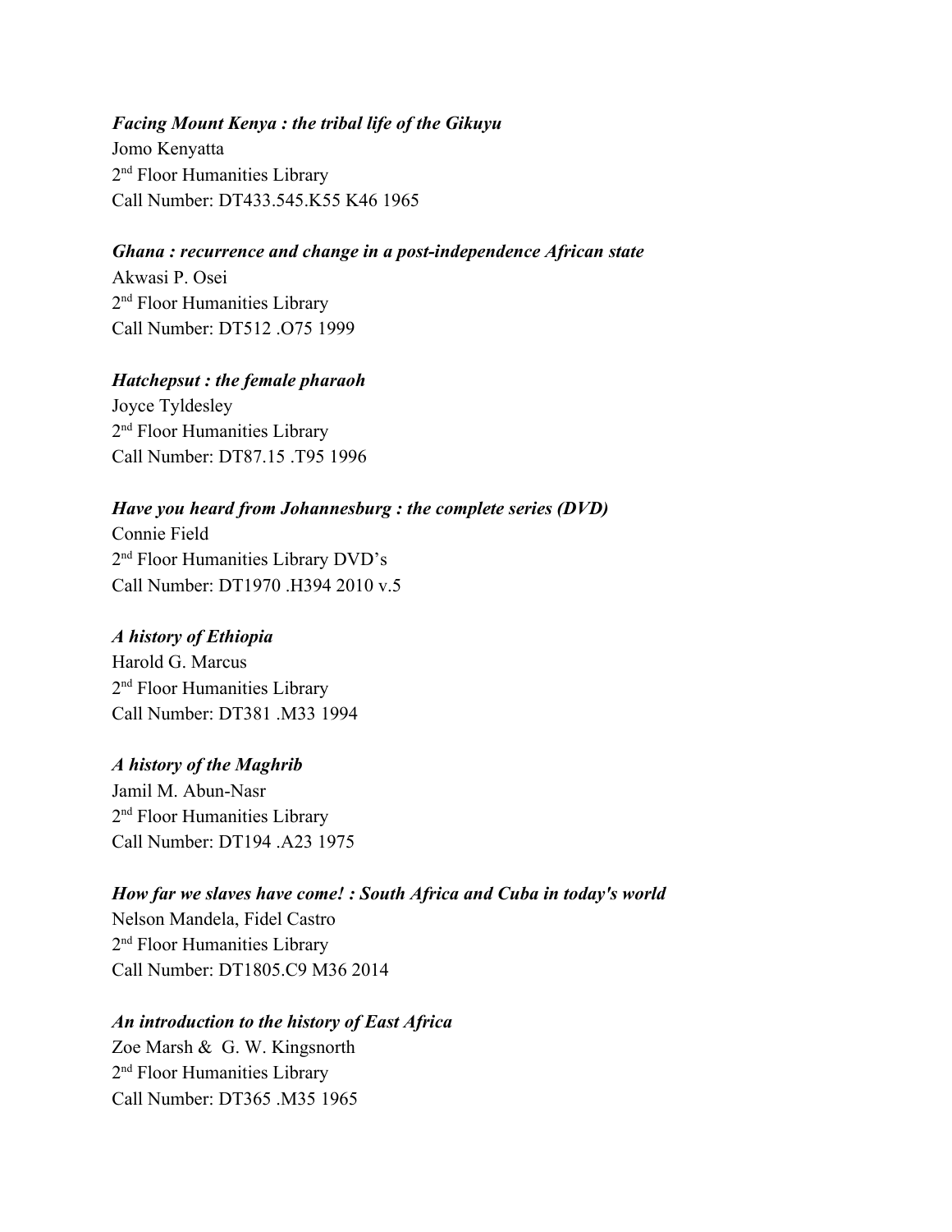***Facing Mount Kenya : the tribal life of the Gikuyu***
Jomo Kenyatta
2nd Floor Humanities Library
Call Number: DT433.545.K55 K46 1965

***Ghana : recurrence and change in a post-independence African state***
Akwasi P. Osei
2nd Floor Humanities Library
Call Number: DT512 .O75 1999

***Hatchepsut : the female pharaoh***
Joyce Tyldesley
2nd Floor Humanities Library
Call Number: DT87.15 .T95 1996

***Have you heard from Johannesburg : the complete series (DVD)***
Connie Field
2nd Floor Humanities Library DVD's
Call Number: DT1970 .H394 2010 v.5

***A history of Ethiopia***
Harold G. Marcus
2nd Floor Humanities Library
Call Number: DT381 .M33 1994

***A history of the Maghrib***
Jamil M. Abun-Nasr
2nd Floor Humanities Library
Call Number: DT194 .A23 1975

***How far we slaves have come! : South Africa and Cuba in today's world***
Nelson Mandela, Fidel Castro
2nd Floor Humanities Library
Call Number: DT1805.C9 M36 2014

***An introduction to the history of East Africa***
Zoe Marsh & G. W. Kingsnorth
2nd Floor Humanities Library
Call Number: DT365 .M35 1965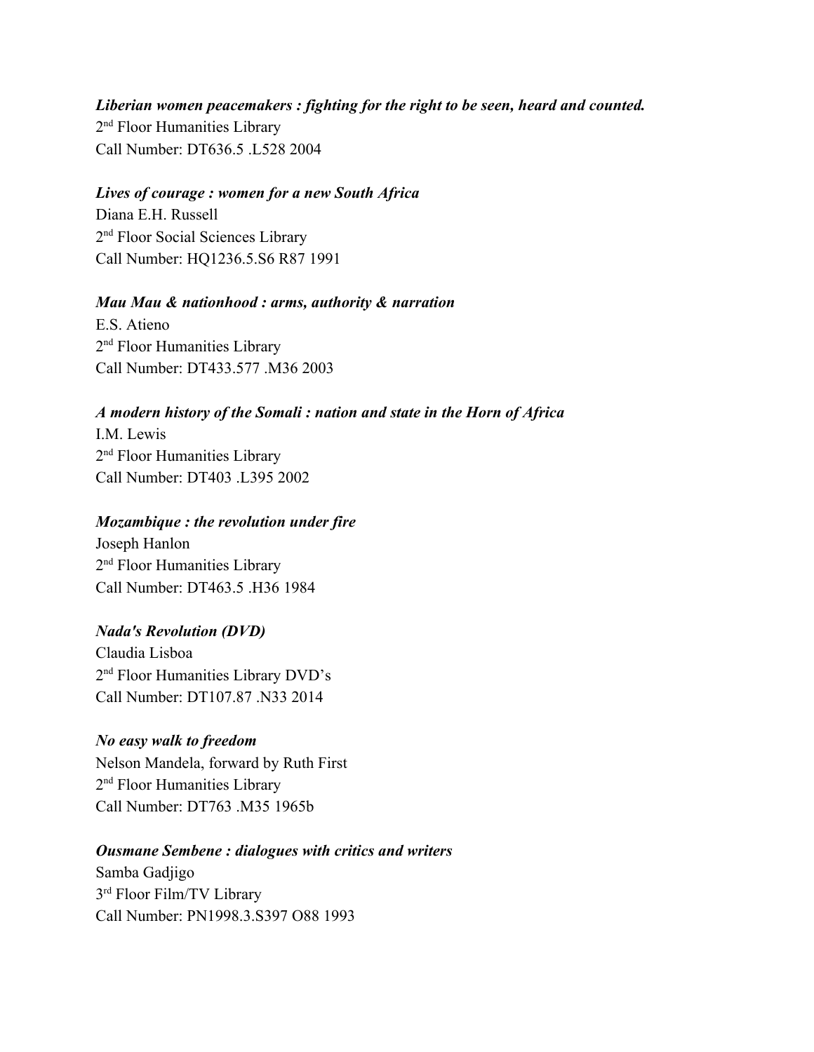***Liberian women peacemakers : fighting for the right to be seen, heard and counted.***
2nd Floor Humanities Library
Call Number: DT636.5 .L528 2004

***Lives of courage : women for a new South Africa***
Diana E.H. Russell
2nd Floor Social Sciences Library
Call Number: HQ1236.5.S6 R87 1991

***Mau Mau & nationhood : arms, authority & narration***
E.S. Atieno
2nd Floor Humanities Library
Call Number: DT433.577 .M36 2003

***A modern history of the Somali : nation and state in the Horn of Africa***
I.M. Lewis
2nd Floor Humanities Library
Call Number: DT403 .L395 2002

***Mozambique : the revolution under fire***
Joseph Hanlon
2nd Floor Humanities Library
Call Number: DT463.5 .H36 1984

***Nada's Revolution (DVD)***
Claudia Lisboa
2nd Floor Humanities Library DVD's
Call Number: DT107.87 .N33 2014

***No easy walk to freedom***
Nelson Mandela, forward by Ruth First
2nd Floor Humanities Library
Call Number: DT763 .M35 1965b

***Ousmane Sembene : dialogues with critics and writers***
Samba Gadjigo
3rd Floor Film/TV Library
Call Number: PN1998.3.S397 O88 1993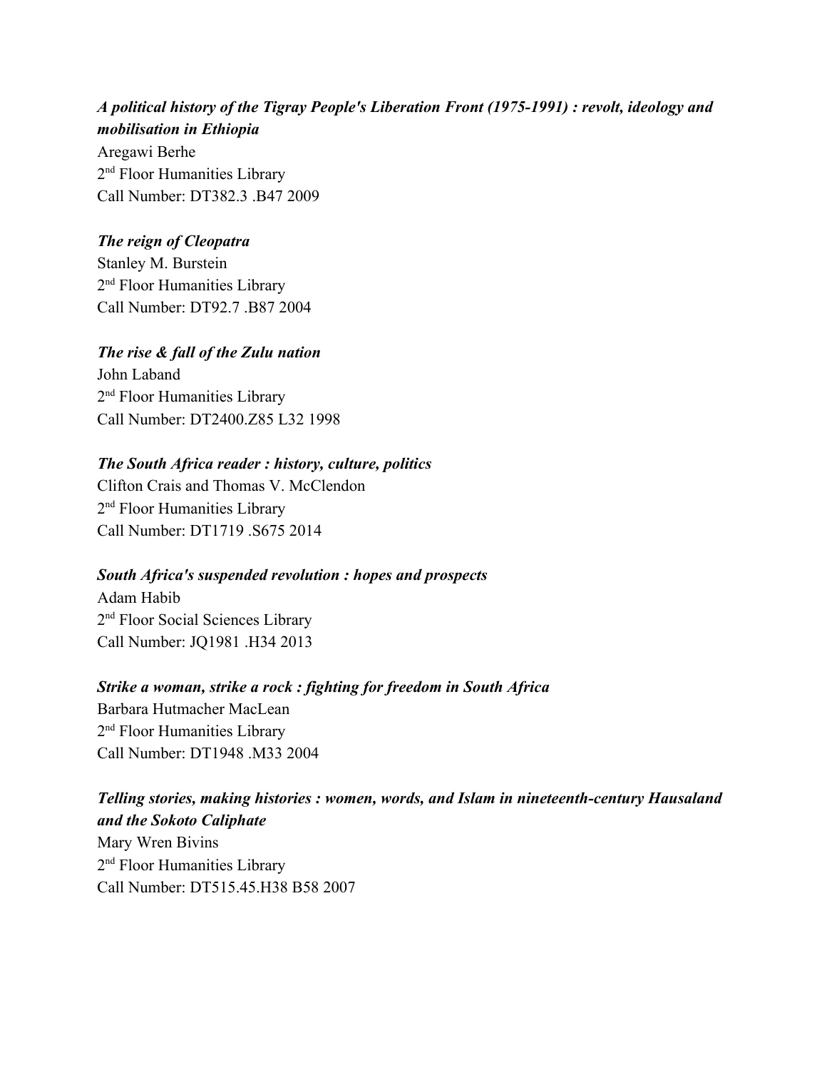***A political history of the Tigray People's Liberation Front (1975-1991) : revolt, ideology and mobilisation in Ethiopia***
Aregawi Berhe
2nd Floor Humanities Library
Call Number: DT382.3 .B47 2009

***The reign of Cleopatra***
Stanley M. Burstein
2nd Floor Humanities Library
Call Number: DT92.7 .B87 2004

***The rise & fall of the Zulu nation***
John Laband
2nd Floor Humanities Library
Call Number: DT2400.Z85 L32 1998

***The South Africa reader : history, culture, politics***
Clifton Crais and Thomas V. McClendon
2nd Floor Humanities Library
Call Number: DT1719 .S675 2014

***South Africa's suspended revolution : hopes and prospects***
Adam Habib
2nd Floor Social Sciences Library
Call Number: JQ1981 .H34 2013

***Strike a woman, strike a rock : fighting for freedom in South Africa***
Barbara Hutmacher MacLean
2nd Floor Humanities Library
Call Number: DT1948 .M33 2004

***Telling stories, making histories : women, words, and Islam in nineteenth-century Hausaland and the Sokoto Caliphate***
Mary Wren Bivins
2nd Floor Humanities Library
Call Number: DT515.45.H38 B58 2007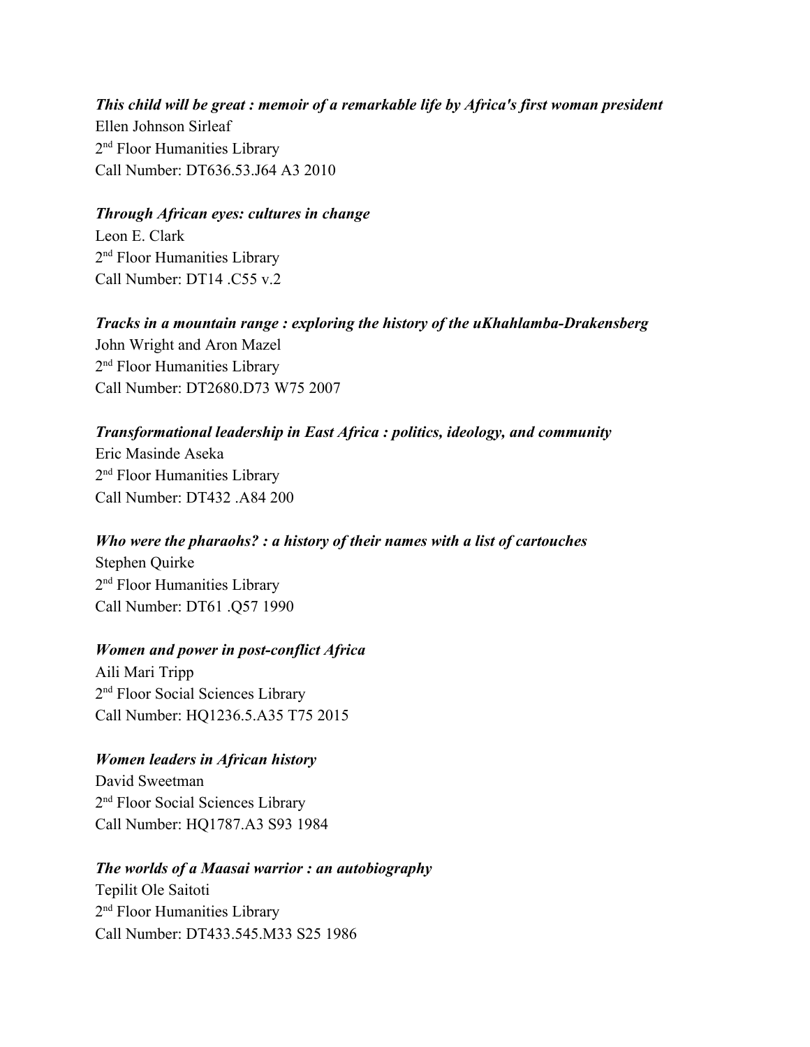***This child will be great : memoir of a remarkable life by Africa's first woman president***
Ellen Johnson Sirleaf
2nd Floor Humanities Library
Call Number: DT636.53.J64 A3 2010

***Through African eyes: cultures in change***
Leon E. Clark
2nd Floor Humanities Library
Call Number: DT14 .C55 v.2

***Tracks in a mountain range : exploring the history of the uKhahlamba-Drakensberg***
John Wright and Aron Mazel
2nd Floor Humanities Library
Call Number: DT2680.D73 W75 2007

***Transformational leadership in East Africa : politics, ideology, and community***
Eric Masinde Aseka
2nd Floor Humanities Library
Call Number: DT432 .A84 200

***Who were the pharaohs? : a history of their names with a list of cartouches***
Stephen Quirke
2nd Floor Humanities Library
Call Number: DT61 .Q57 1990

***Women and power in post-conflict Africa***
Aili Mari Tripp
2nd Floor Social Sciences Library
Call Number: HQ1236.5.A35 T75 2015

***Women leaders in African history***
David Sweetman
2nd Floor Social Sciences Library
Call Number: HQ1787.A3 S93 1984

***The worlds of a Maasai warrior : an autobiography***
Tepilit Ole Saitoti
2nd Floor Humanities Library
Call Number: DT433.545.M33 S25 1986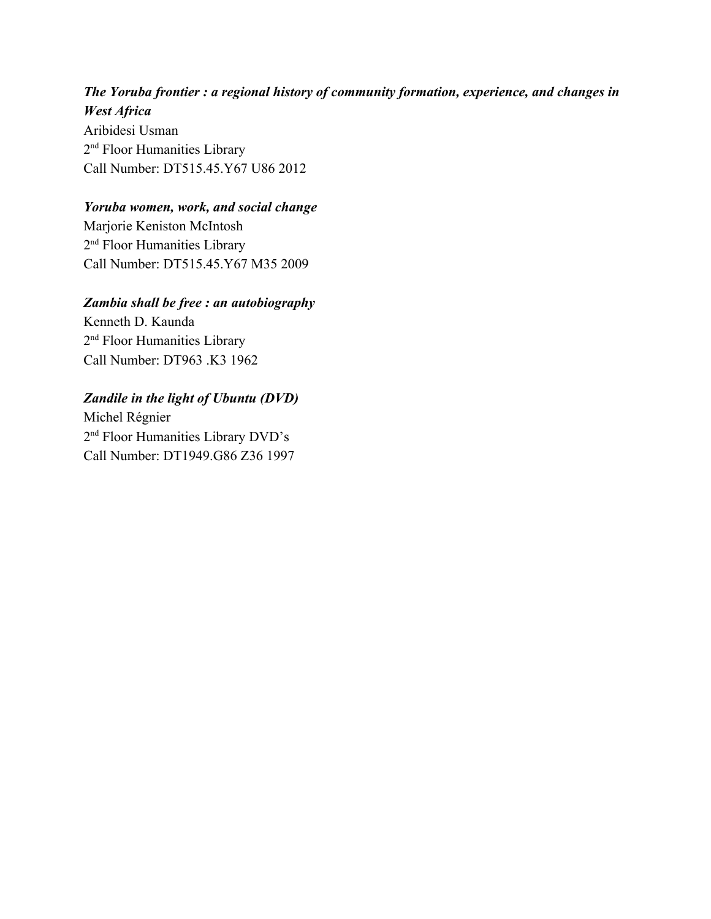***The Yoruba frontier : a regional history of community formation, experience, and changes in West Africa***
Aribidesi Usman
2nd Floor Humanities Library
Call Number: DT515.45.Y67 U86 2012

***Yoruba women, work, and social change***
Marjorie Keniston McIntosh
2nd Floor Humanities Library
Call Number: DT515.45.Y67 M35 2009

***Zambia shall be free : an autobiography***
Kenneth D. Kaunda
2nd Floor Humanities Library
Call Number: DT963 .K3 1962

***Zandile in the light of Ubuntu (DVD)***
Michel Régnier
2nd Floor Humanities Library DVD's
Call Number: DT1949.G86 Z36 1997